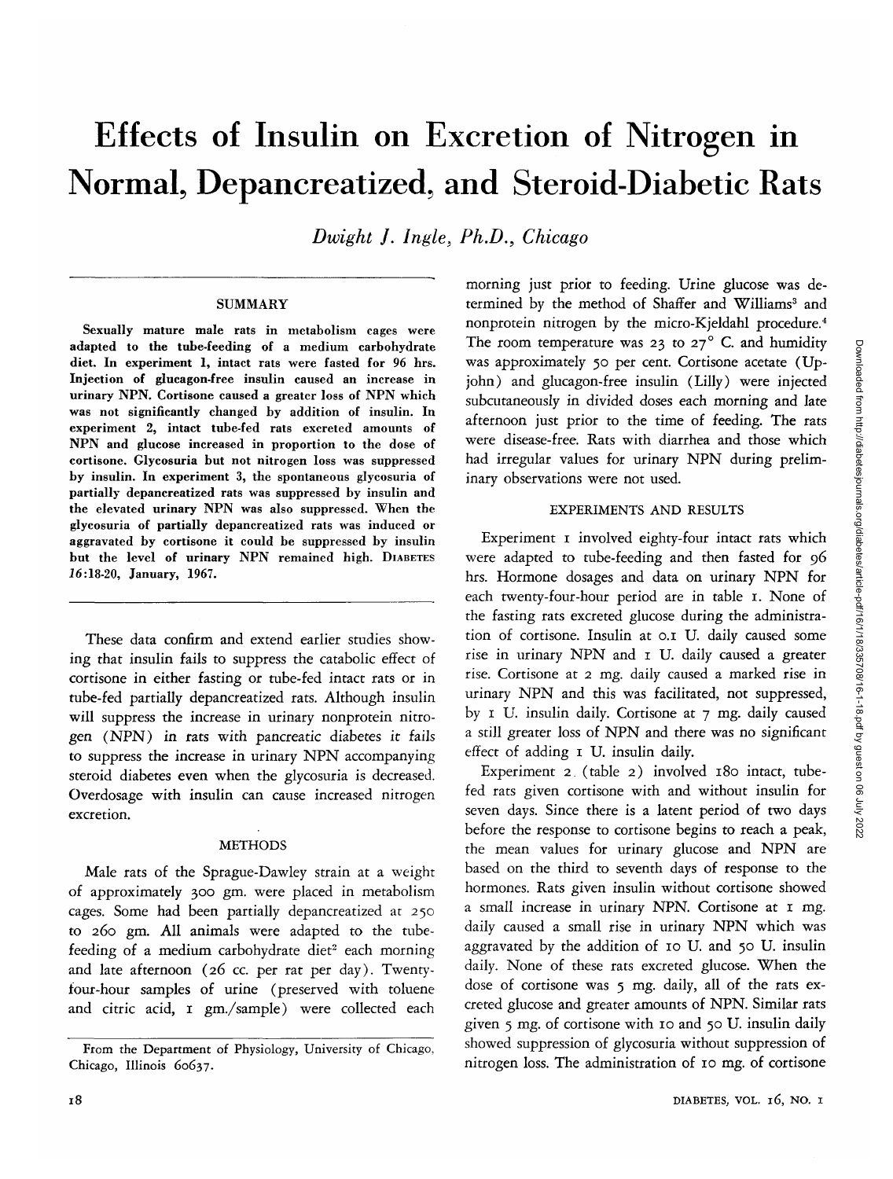# Effects of Insulin on Excretion of Nitrogen in Normal, Depancreatized, and Steroid-Diabetic Rats

*Dwight J. Ingle, Ph.D., Chicago*

## SUMMARY

**Sexually mature male rats in metabolism cages were adapted to the tube-feeding of a medium carbohydrate diet. In experiment 1, intact rats were fasted for 96 hrs. Injection of glucagon-free insulin caused an increase in urinary NPN. Cortisone caused a greater loss of NPN which was not significantly changed by addition of insulin. In experiment 2, intact tube-fed rats excreted amounts of NPN and glucose increased in proportion to the dose of cortisone. Glycosuria but not nitrogen loss was suppressed by insulin. In experiment 3, the spontaneous glycosuria of partially depancreatized rats was suppressed by insulin and the elevated urinary NPN was also suppressed. When the glycosuria of partially depancreatized rats was induced or aggravated by cortisone it could be suppressed by insulin but the level of urinary NPN remained high.** DIABETES *16*:18-20, January, 1967.

These data confirm and extend earlier studies showing that insulin fails to suppress the catabolic effect of cortisone in either fasting or tube-fed intact rats or in tube-fed partially depancreatized rats. Although insulin will suppress the increase in urinary nonprotein nitrogen (NPN) in rats with pancreatic diabetes it fails to suppress the increase in urinary NPN accompanying steroid diabetes even when the glycosuria is decreased. Overdosage with insulin can cause increased nitrogen excretion.

## METHODS

Male rats of the Sprague-Dawley strain at a weight of approximately 300 gm. were placed in metabolism cages. Some had been partially depancreatized at 250 to 260 gm. All animals were adapted to the tube-feeding of a medium carbohydrate diet[2] each morning and late afternoon (26 cc. per rat per day). Twenty-four-hour samples of urine (preserved with toluene and citric acid, 1 gm./sample) were collected each morning just prior to feeding. Urine glucose was determined by the method of Shaffer and Williams[3] and nonprotein nitrogen by the micro-Kjeldahl procedure.[4] The room temperature was 23 to 27° C. and humidity was approximately 50 per cent. Cortisone acetate (Upjohn) and glucagon-free insulin (Lilly) were injected subcutaneously in divided doses each morning and late afternoon just prior to the time of feeding. The rats were disease-free. Rats with diarrhea and those which had irregular values for urinary NPN during preliminary observations were not used.

## EXPERIMENTS AND RESULTS

Experiment 1 involved eighty-four intact rats which were adapted to tube-feeding and then fasted for 96 hrs. Hormone dosages and data on urinary NPN for each twenty-four-hour period are in table 1. None of the fasting rats excreted glucose during the administration of cortisone. Insulin at 0.1 U. daily caused some rise in urinary NPN and 1 U. daily caused a greater rise. Cortisone at 2 mg. daily caused a marked rise in urinary NPN and this was facilitated, not suppressed, by 1 U. insulin daily. Cortisone at 7 mg. daily caused a still greater loss of NPN and there was no significant effect of adding 1 U. insulin daily.

Experiment 2 (table 2) involved 180 intact, tube-fed rats given cortisone with and without insulin for seven days. Since there is a latent period of two days before the response to cortisone begins to reach a peak, the mean values for urinary glucose and NPN are based on the third to seventh days of response to the hormones. Rats given insulin without cortisone showed a small increase in urinary NPN. Cortisone at 1 mg. daily caused a small rise in urinary NPN which was aggravated by the addition of 10 U. and 50 U. insulin daily. None of these rats excreted glucose. When the dose of cortisone was 5 mg. daily, all of the rats excreted glucose and greater amounts of NPN. Similar rats given 5 mg. of cortisone with 10 and 50 U. insulin daily showed suppression of glycosuria without suppression of nitrogen loss. The administration of 10 mg. of cortisone

From the Department of Physiology, University of Chicago, Chicago, Illinois 60637.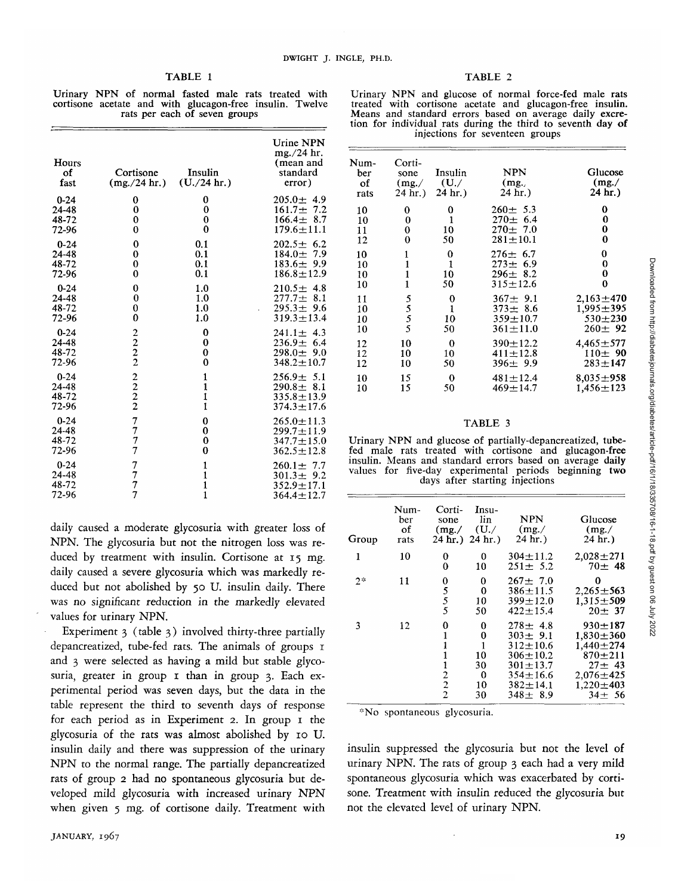### TABLE 1

Urinary NPN of normal fasted male rats treated with cortisone acetate and with glucagon-free insulin. Twelve rats per each of seven groups

| Hours of fast | Cortisone (mg./24 hr.) | Insulin (U./24 hr.) | Urine NPN mg./24 hr. (mean and standard error) |
|---|---|---|---|
| 0-24 | 0 | 0 | 205.0± 4.9 |
| 24-48 | 0 | 0 | 161.7± 7.2 |
| 48-72 | 0 | 0 | 166.4± 8.7 |
| 72-96 | 0 | 0 | 179.6±11.1 |
| 0-24 | 0 | 0.1 | 202.5± 6.2 |
| 24-48 | 0 | 0.1 | 184.0± 7.9 |
| 48-72 | 0 | 0.1 | 183.6± 9.9 |
| 72-96 | 0 | 0.1 | 186.8±12.9 |
| 0-24 | 0 | 1.0 | 210.5± 4.8 |
| 24-48 | 0 | 1.0 | 277.7± 8.1 |
| 48-72 | 0 | 1.0 | 295.3± 9.6 |
| 72-96 | 0 | 1.0 | 319.3±13.4 |
| 0-24 | 2 | 0 | 241.1± 4.3 |
| 24-48 | 2 | 0 | 236.9± 6.4 |
| 48-72 | 2 | 0 | 298.0± 9.0 |
| 72-96 | 2 | 0 | 348.2±10.7 |
| 0-24 | 2 | 1 | 256.9± 5.1 |
| 24-48 | 2 | 1 | 290.8± 8.1 |
| 48-72 | 2 | 1 | 335.8±13.9 |
| 72-96 | 2 | 1 | 374.3±17.6 |
| 0-24 | 7 | 0 | 265.0±11.3 |
| 24-48 | 7 | 0 | 299.7±11.9 |
| 48-72 | 7 | 0 | 347.7±15.0 |
| 72-96 | 7 | 0 | 362.5±12.8 |
| 0-24 | 7 | 1 | 260.1± 7.7 |
| 24-48 | 7 | 1 | 301.3± 9.2 |
| 48-72 | 7 | 1 | 352.9±17.1 |
| 72-96 | 7 | 1 | 364.4±12.7 |

daily caused a moderate glycosuria with greater loss of NPN. The glycosuria but not the nitrogen loss was reduced by treatment with insulin. Cortisone at 15 mg. daily caused a severe glycosuria which was markedly reduced but not abolished by 50 U. insulin daily. There was no significant reduction in the markedly elevated values for urinary NPN.

Experiment 3 (table 3) involved thirty-three partially depancreatized, tube-fed rats. The animals of groups 1 and 3 were selected as having a mild but stable glycosuria, greater in group 1 than in group 3. Each experimental period was seven days, but the data in the table represent the third to seventh days of response for each period as in Experiment 2. In group 1 the glycosuria of the rats was almost abolished by 10 U. insulin daily and there was suppression of the urinary NPN to the normal range. The partially depancreatized rats of group 2 had no spontaneous glycosuria but developed mild glycosuria with increased urinary NPN when given 5 mg. of cortisone daily. Treatment with insulin suppressed the glycosuria but not the level of urinary NPN. The rats of group 3 each had a very mild spontaneous glycosuria which was exacerbated by cortisone. Treatment with insulin reduced the glycosuria but not the elevated level of urinary NPN.

### TABLE 2

Urinary NPN and glucose of normal force-fed male rats treated with cortisone acetate and glucagon-free insulin. Means and standard errors based on average daily excretion for individual rats during the third to seventh day of injections for seventeen groups

| Number of rats | Cortisone (mg./24 hr.) | Insulin (U./24 hr.) | NPN (mg./24 hr.) | Glucose (mg./24 hr.) |
|---|---|---|---|---|
| 10 | 0 | 0 | 260± 5.3 | 0 |
| 10 | 0 | 1 | 270± 6.4 | 0 |
| 11 | 0 | 10 | 270± 7.0 | 0 |
| 12 | 0 | 50 | 281±10.1 | 0 |
| 10 | 1 | 0 | 276± 6.7 | 0 |
| 10 | 1 | 1 | 273± 6.9 | 0 |
| 10 | 1 | 10 | 296± 8.2 | 0 |
| 10 | 1 | 50 | 315±12.6 | 0 |
| 11 | 5 | 0 | 367± 9.1 | 2,163±470 |
| 10 | 5 | 1 | 373± 8.6 | 1,995±395 |
| 10 | 5 | 10 | 359±10.7 | 530±230 |
| 10 | 5 | 50 | 361±11.0 | 260± 92 |
| 12 | 10 | 0 | 390±12.2 | 4,465±577 |
| 12 | 10 | 10 | 411±12.8 | 110± 90 |
| 12 | 10 | 50 | 396± 9.9 | 283±147 |
| 10 | 15 | 0 | 481±12.4 | 8,035±958 |
| 10 | 15 | 50 | 469±14.7 | 1,456±123 |

### TABLE 3

Urinary NPN and glucose of partially-depancreatized, tube-fed male rats treated with cortisone and glucagon-free insulin. Means and standard errors based on average daily values for five-day experimental periods beginning two days after starting injections

| Group | Number of rats | Cortisone (mg./24 hr.) | Insulin (U./24 hr.) | NPN (mg./24 hr.) | Glucose (mg./24 hr.) |
|---|---|---|---|---|---|
| 1 | 10 | 0 | 0 | 304±11.2 | 2,028±271 |
| | | 0 | 10 | 251± 5.2 | 70± 48 |
| 2* | 11 | 0 | 0 | 267± 7.0 | 0 |
| | | 5 | 0 | 386±11.5 | 2,265±563 |
| | | 5 | 10 | 399±12.0 | 1,315±509 |
| | | 5 | 50 | 422±15.4 | 20± 37 |
| 3 | 12 | 0 | 0 | 278± 4.8 | 930±187 |
| | | 1 | 0 | 303± 9.1 | 1,830±360 |
| | | 1 | 1 | 312±10.6 | 1,440±274 |
| | | 1 | 10 | 306±10.2 | 870±211 |
| | | 1 | 30 | 301±13.7 | 27± 43 |
| | | 2 | 0 | 354±16.6 | 2,076±425 |
| | | 2 | 10 | 382±14.1 | 1,220±403 |
| | | 2 | 30 | 348± 8.9 | 34± 56 |

*No spontaneous glycosuria.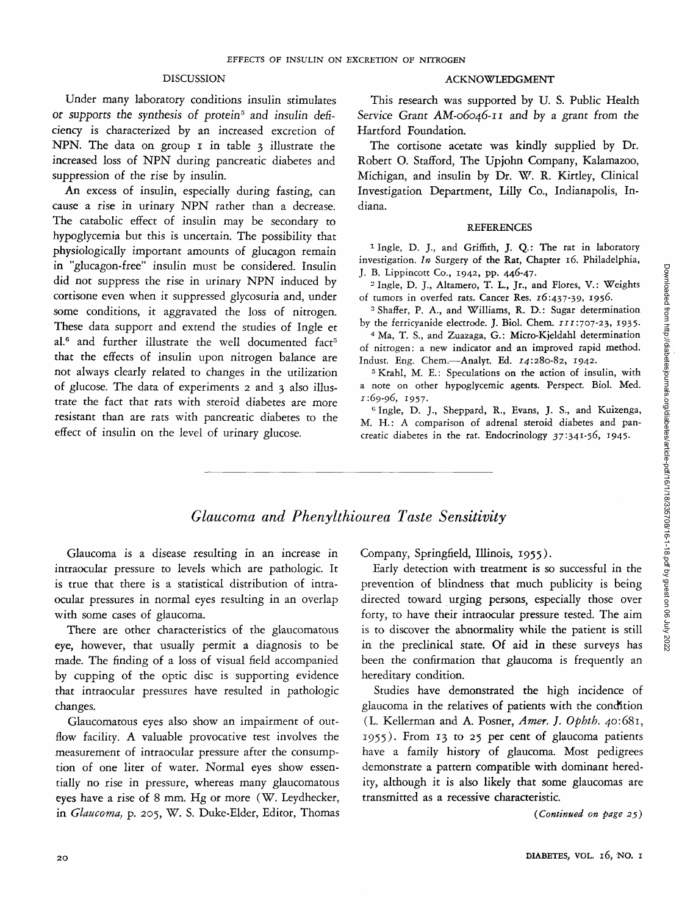## DISCUSSION

Under many laboratory conditions insulin stimulates or supports the synthesis of protein[5] and insulin deficiency is characterized by an increased excretion of NPN. The data on group 1 in table 3 illustrate the increased loss of NPN during pancreatic diabetes and suppression of the rise by insulin.

An excess of insulin, especially during fasting, can cause a rise in urinary NPN rather than a decrease. The catabolic effect of insulin may be secondary to hypoglycemia but this is uncertain. The possibility that physiologically important amounts of glucagon remain in "glucagon-free" insulin must be considered. Insulin did not suppress the rise in urinary NPN induced by cortisone even when it suppressed glycosuria and, under some conditions, it aggravated the loss of nitrogen. These data support and extend the studies of Ingle et al.[6] and further illustrate the well documented fact[5] that the effects of insulin upon nitrogen balance are not always clearly related to changes in the utilization of glucose. The data of experiments 2 and 3 also illustrate the fact that rats with steroid diabetes are more resistant than are rats with pancreatic diabetes to the effect of insulin on the level of urinary glucose.

## ACKNOWLEDGMENT

This research was supported by U. S. Public Health Service Grant AM-06046-11 and by a grant from the Hartford Foundation.

The cortisone acetate was kindly supplied by Dr. Robert O. Stafford, The Upjohn Company, Kalamazoo, Michigan, and insulin by Dr. W. R. Kirtley, Clinical Investigation Department, Lilly Co., Indianapolis, Indiana.

## REFERENCES

[1] Ingle, D. J., and Griffith, J. Q.: The rat in laboratory investigation. *In* Surgery of the Rat, Chapter 16. Philadelphia, J. B. Lippincott Co., 1942, pp. 446-47.

[2] Ingle, D. J., Altamero, T. L., Jr., and Flores, V.: Weights of tumors in overfed rats. Cancer Res. *16*:437-39, 1956.

[3] Shaffer, P. A., and Williams, R. D.: Sugar determination by the ferricyanide electrode. J. Biol. Chem. *111*:707-23, 1935.

[4] Ma, T. S., and Zuazaga, G.: Micro-Kjeldahl determination of nitrogen: a new indicator and an improved rapid method. Indust. Eng. Chem.—Analyt. Ed. *14*:280-82, 1942.

[5] Krahl, M. E.: Speculations on the action of insulin, with a note on other hypoglycemic agents. Perspect. Biol. Med. *1*:69-96, 1957.

[6] Ingle, D. J., Sheppard, R., Evans, J. S., and Kuizenga, M. H.: A comparison of adrenal steroid diabetes and pancreatic diabetes in the rat. Endocrinology 37:341-56, 1945.

---

# *Glaucoma and Phenylthiourea Taste Sensitivity*

Glaucoma is a disease resulting in an increase in intraocular pressure to levels which are pathologic. It is true that there is a statistical distribution of intraocular pressures in normal eyes resulting in an overlap with some cases of glaucoma.

There are other characteristics of the glaucomatous eye, however, that usually permit a diagnosis to be made. The finding of a loss of visual field accompanied by cupping of the optic disc is supporting evidence that intraocular pressures have resulted in pathologic changes.

Glaucomatous eyes also show an impairment of outflow facility. A valuable provocative test involves the measurement of intraocular pressure after the consumption of one liter of water. Normal eyes show essentially no rise in pressure, whereas many glaucomatous eyes have a rise of 8 mm. Hg or more (W. Leydhecker, in *Glaucoma,* p. 205, W. S. Duke-Elder, Editor, Thomas Company, Springfield, Illinois, 1955).

Early detection with treatment is so successful in the prevention of blindness that much publicity is being directed toward urging persons, especially those over forty, to have their intraocular pressure tested. The aim is to discover the abnormality while the patient is still in the preclinical state. Of aid in these surveys has been the confirmation that glaucoma is frequently an hereditary condition.

Studies have demonstrated the high incidence of glaucoma in the relatives of patients with the condition (L. Kellerman and A. Posner, *Amer. J. Ophth.* 40:681, 1955). From 13 to 25 per cent of glaucoma patients have a family history of glaucoma. Most pedigrees demonstrate a pattern compatible with dominant heredity, although it is also likely that some glaucomas are transmitted as a recessive characteristic.

*(Continued on page 25)*